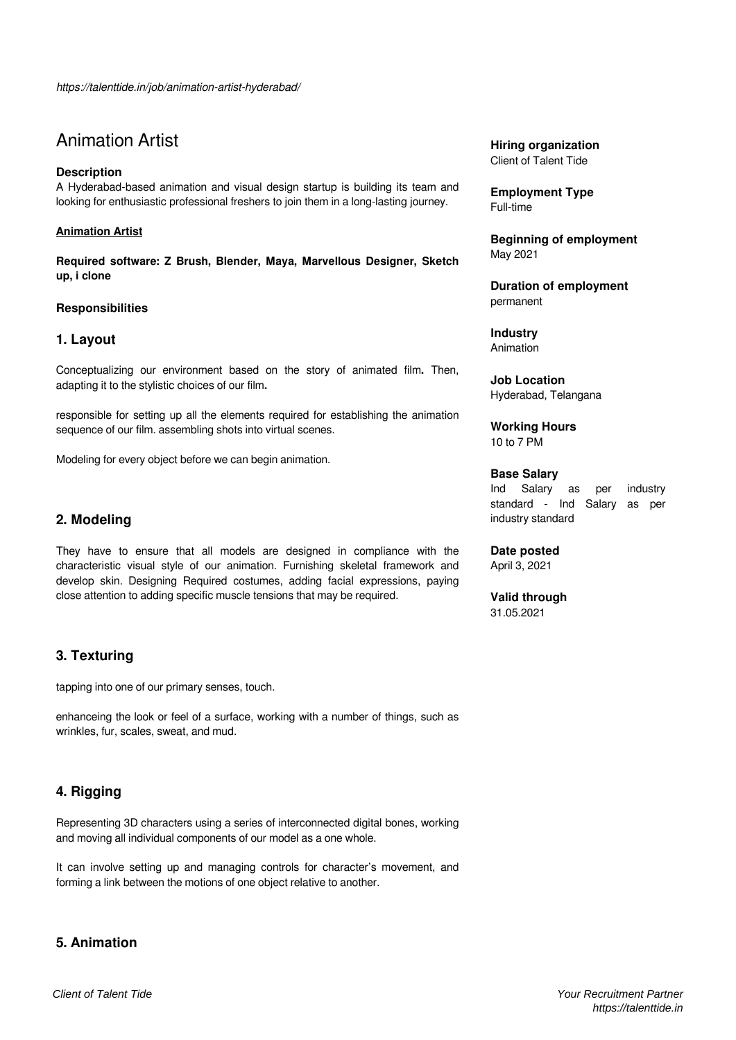*https://talenttide.in/job/animation-artist-hyderabad/*

# Animation Artist

**Description**

A Hyderabad-based animation and visual design startup is building its team and looking for enthusiastic professional freshers to join them in a long-lasting journey.

**Animation Artist**

**Required software: Z Brush, Blender, Maya, Marvellous Designer, Sketch up, i clone**

**Responsibilities**

### 1. Layout

Conceptualizing our environment based on the story of animated film**.** Then, adapting it to the stylistic choices of our film**.**

responsible for setting up all the elements required for establishing the animation sequence of our film. assembling shots into virtual scenes.

Modeling for every object before we can begin animation.

### 2. Modeling

They have to ensure that all models are designed in compliance with the characteristic visual style of our animation. Furnishing skeletal framework and develop skin. Designing Required costumes, adding facial expressions, paying close attention to adding specific muscle tensions that may be required.

### 3. Texturing

tapping into one of our primary senses, touch.

enhanceing the look or feel of a surface, working with a number of things, such as wrinkles, fur, scales, sweat, and mud.

### 4. Rigging

Representing 3D characters using a series of interconnected digital bones, working and moving all individual components of our model as a one whole.

It can involve setting up and managing controls for character's movement, and forming a link between the motions of one object relative to another.

### 5. Animation

**Hiring organization**
Client of Talent Tide

**Employment Type**
Full-time

**Beginning of employment**
May 2021

**Duration of employment**
permanent

**Industry**
Animation

**Job Location**
Hyderabad, Telangana

**Working Hours**
10 to 7 PM

**Base Salary**
Ind Salary as per industry standard - Ind Salary as per industry standard

**Date posted**
April 3, 2021

**Valid through**
31.05.2021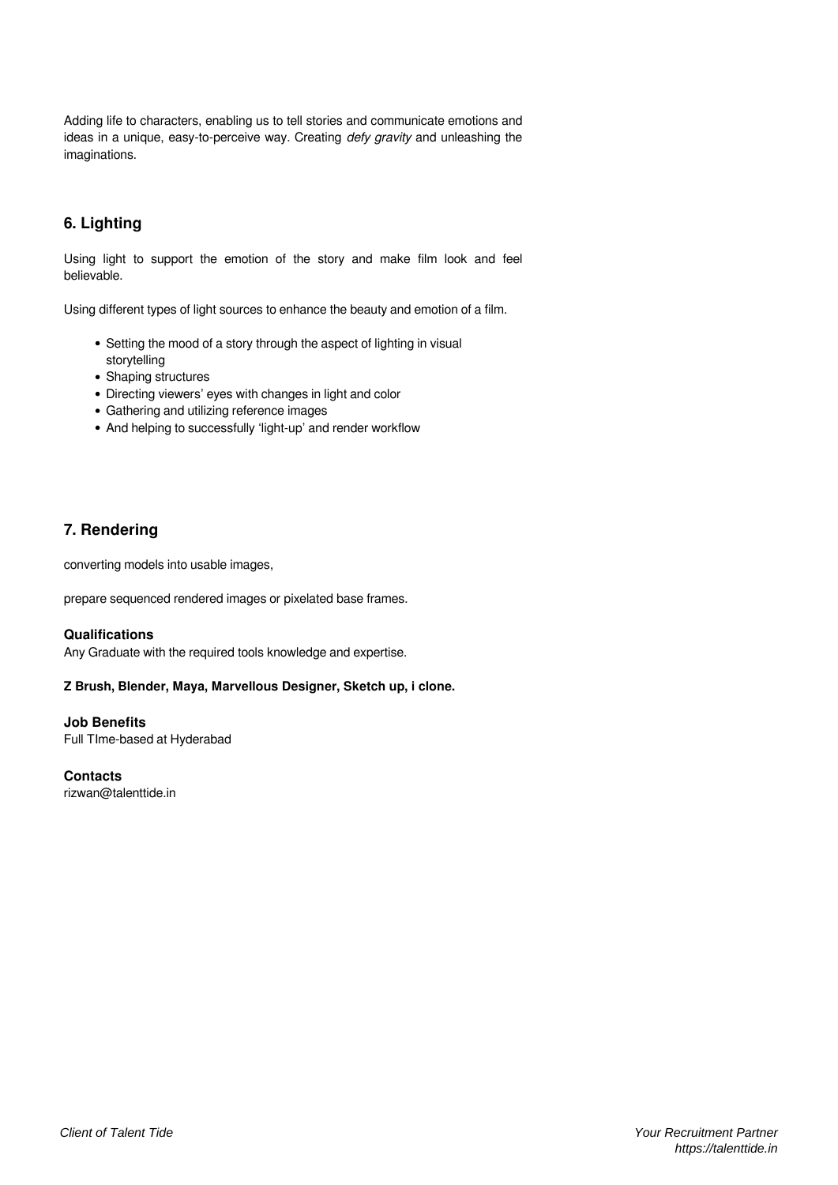Adding life to characters, enabling us to tell stories and communicate emotions and ideas in a unique, easy-to-perceive way. Creating *defy gravity* and unleashing the imaginations.

### 6. Lighting

Using light to support the emotion of the story and make film look and feel believable.

Using different types of light sources to enhance the beauty and emotion of a film.

- Setting the mood of a story through the aspect of lighting in visual storytelling
- Shaping structures
- Directing viewers' eyes with changes in light and color
- Gathering and utilizing reference images
- And helping to successfully 'light-up' and render workflow

### 7. Rendering

converting models into usable images,

prepare sequenced rendered images or pixelated base frames.

**Qualifications**
Any Graduate with the required tools knowledge and expertise.

**Z Brush, Blender, Maya, Marvellous Designer, Sketch up, i clone.**

**Job Benefits**
Full TIme-based at Hyderabad

**Contacts**
rizwan@talenttide.in